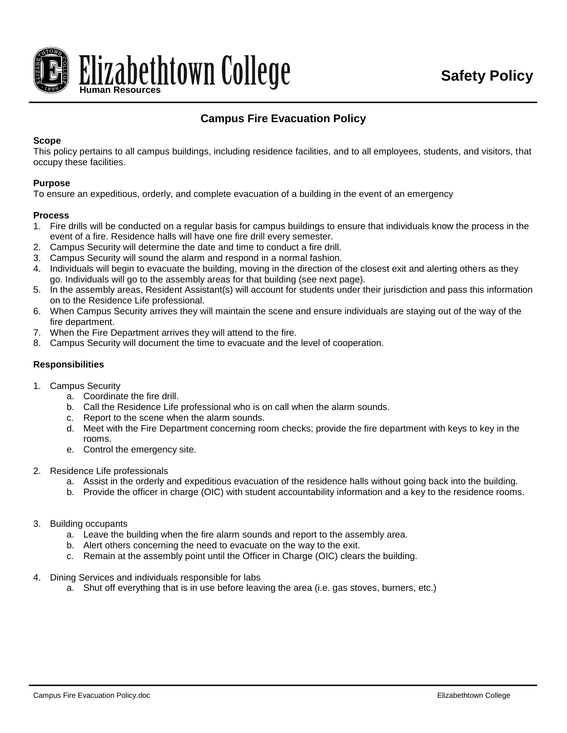Elizabethtown College
Human Resources

**Safety Policy**

# Campus Fire Evacuation Policy

**Scope**
This policy pertains to all campus buildings, including residence facilities, and to all employees, students, and visitors, that occupy these facilities.

**Purpose**
To ensure an expeditious, orderly, and complete evacuation of a building in the event of an emergency

**Process**

1. Fire drills will be conducted on a regular basis for campus buildings to ensure that individuals know the process in the event of a fire. Residence halls will have one fire drill every semester.
2. Campus Security will determine the date and time to conduct a fire drill.
3. Campus Security will sound the alarm and respond in a normal fashion.
4. Individuals will begin to evacuate the building, moving in the direction of the closest exit and alerting others as they go. Individuals will go to the assembly areas for that building (see next page).
5. In the assembly areas, Resident Assistant(s) will account for students under their jurisdiction and pass this information on to the Residence Life professional.
6. When Campus Security arrives they will maintain the scene and ensure individuals are staying out of the way of the fire department.
7. When the Fire Department arrives they will attend to the fire.
8. Campus Security will document the time to evacuate and the level of cooperation.

**Responsibilities**

1. Campus Security
   a. Coordinate the fire drill.
   b. Call the Residence Life professional who is on call when the alarm sounds.
   c. Report to the scene when the alarm sounds.
   d. Meet with the Fire Department concerning room checks; provide the fire department with keys to key in the rooms.
   e. Control the emergency site.

2. Residence Life professionals
   a. Assist in the orderly and expeditious evacuation of the residence halls without going back into the building.
   b. Provide the officer in charge (OIC) with student accountability information and a key to the residence rooms.

3. Building occupants
   a. Leave the building when the fire alarm sounds and report to the assembly area.
   b. Alert others concerning the need to evacuate on the way to the exit.
   c. Remain at the assembly point until the Officer in Charge (OIC) clears the building.

4. Dining Services and individuals responsible for labs
   a. Shut off everything that is in use before leaving the area (i.e. gas stoves, burners, etc.)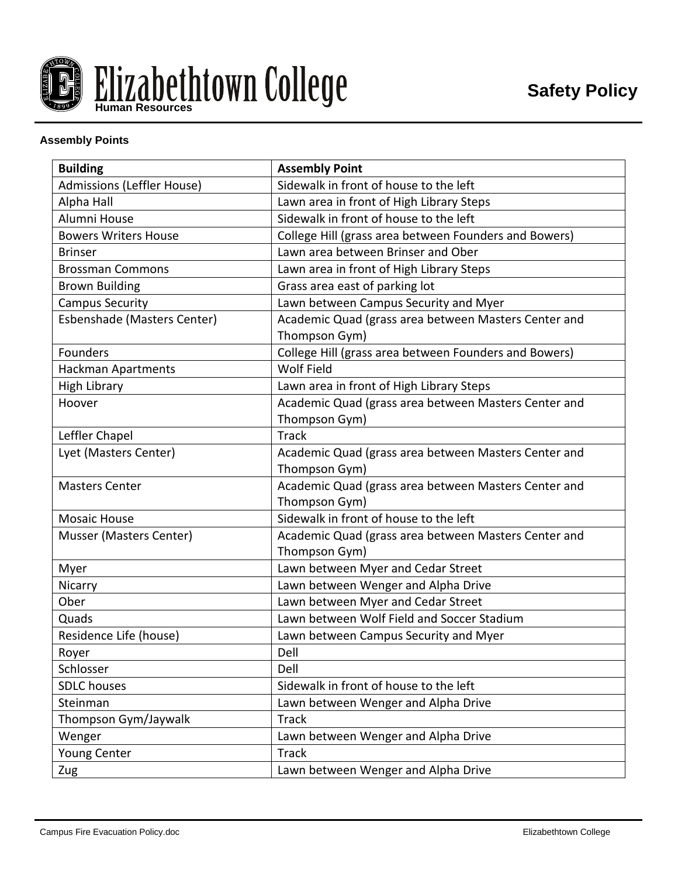**Assembly Points**

| Building | Assembly Point |
|---|---|
| Admissions (Leffler House) | Sidewalk in front of house to the left |
| Alpha Hall | Lawn area in front of High Library Steps |
| Alumni House | Sidewalk in front of house to the left |
| Bowers Writers House | College Hill (grass area between Founders and Bowers) |
| Brinser | Lawn area between Brinser and Ober |
| Brossman Commons | Lawn area in front of High Library Steps |
| Brown Building | Grass area east of parking lot |
| Campus Security | Lawn between Campus Security and Myer |
| Esbenshade (Masters Center) | Academic Quad (grass area between Masters Center and Thompson Gym) |
| Founders | College Hill (grass area between Founders and Bowers) |
| Hackman Apartments | Wolf Field |
| High Library | Lawn area in front of High Library Steps |
| Hoover | Academic Quad (grass area between Masters Center and Thompson Gym) |
| Leffler Chapel | Track |
| Lyet (Masters Center) | Academic Quad (grass area between Masters Center and Thompson Gym) |
| Masters Center | Academic Quad (grass area between Masters Center and Thompson Gym) |
| Mosaic House | Sidewalk in front of house to the left |
| Musser (Masters Center) | Academic Quad (grass area between Masters Center and Thompson Gym) |
| Myer | Lawn between Myer and Cedar Street |
| Nicarry | Lawn between Wenger and Alpha Drive |
| Ober | Lawn between Myer and Cedar Street |
| Quads | Lawn between Wolf Field and Soccer Stadium |
| Residence Life (house) | Lawn between Campus Security and Myer |
| Royer | Dell |
| Schlosser | Dell |
| SDLC houses | Sidewalk in front of house to the left |
| Steinman | Lawn between Wenger and Alpha Drive |
| Thompson Gym/Jaywalk | Track |
| Wenger | Lawn between Wenger and Alpha Drive |
| Young Center | Track |
| Zug | Lawn between Wenger and Alpha Drive |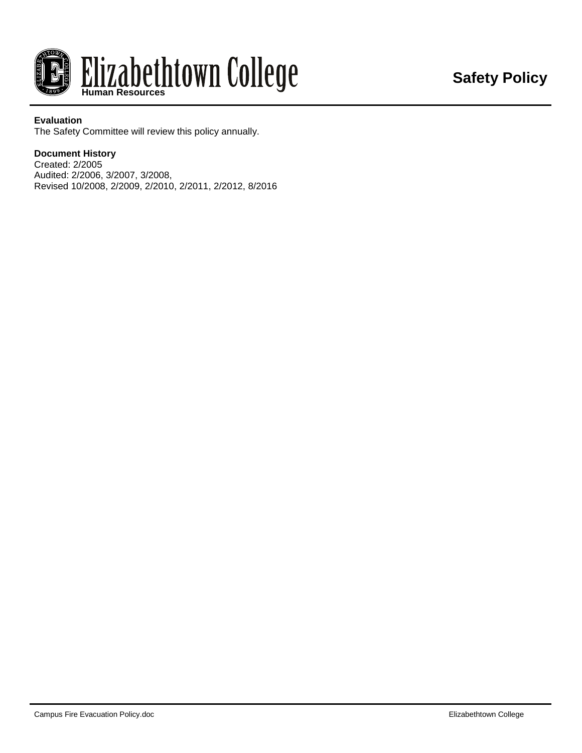**Evaluation**
The Safety Committee will review this policy annually.

**Document History**
Created: 2/2005
Audited: 2/2006, 3/2007, 3/2008,
Revised 10/2008, 2/2009, 2/2010, 2/2011, 2/2012, 8/2016